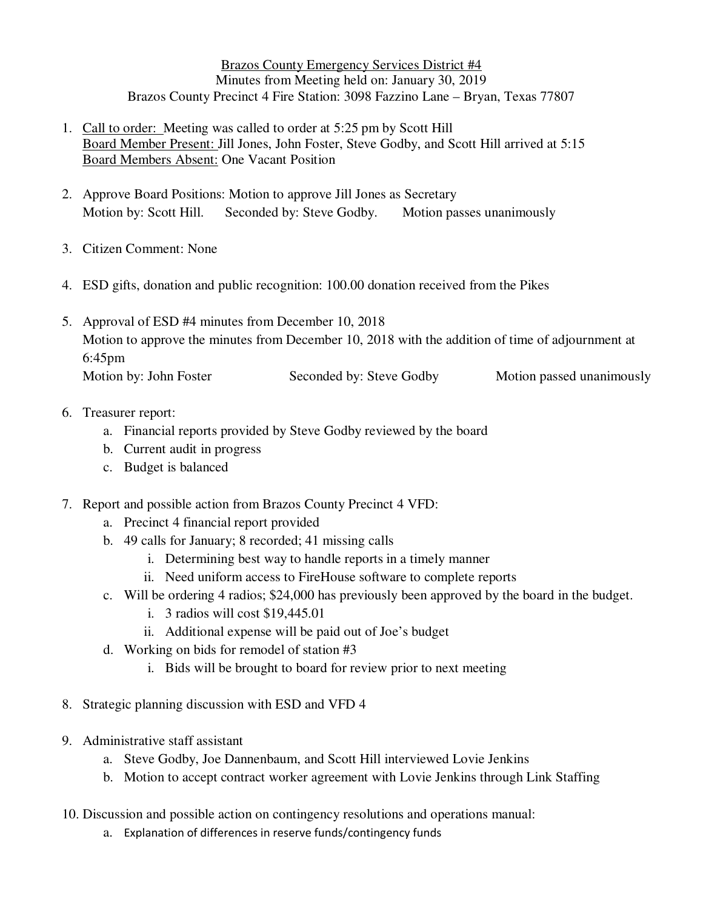Brazos County Emergency Services District #4
Minutes from Meeting held on: January 30, 2019
Brazos County Precinct 4 Fire Station: 3098 Fazzino Lane – Bryan, Texas 77807

1. Call to order: Meeting was called to order at 5:25 pm by Scott Hill
   Board Member Present: Jill Jones, John Foster, Steve Godby, and Scott Hill arrived at 5:15
   Board Members Absent: One Vacant Position

2. Approve Board Positions: Motion to approve Jill Jones as Secretary
   Motion by: Scott Hill. Seconded by: Steve Godby. Motion passes unanimously

3. Citizen Comment: None

4. ESD gifts, donation and public recognition: 100.00 donation received from the Pikes

5. Approval of ESD #4 minutes from December 10, 2018
   Motion to approve the minutes from December 10, 2018 with the addition of time of adjournment at 6:45pm
   Motion by: John Foster Seconded by: Steve Godby Motion passed unanimously

6. Treasurer report:
   a. Financial reports provided by Steve Godby reviewed by the board
   b. Current audit in progress
   c. Budget is balanced

7. Report and possible action from Brazos County Precinct 4 VFD:
   a. Precinct 4 financial report provided
   b. 49 calls for January; 8 recorded; 41 missing calls
      i. Determining best way to handle reports in a timely manner
      ii. Need uniform access to FireHouse software to complete reports
   c. Will be ordering 4 radios; $24,000 has previously been approved by the board in the budget.
      i. 3 radios will cost $19,445.01
      ii. Additional expense will be paid out of Joe's budget
   d. Working on bids for remodel of station #3
      i. Bids will be brought to board for review prior to next meeting

8. Strategic planning discussion with ESD and VFD 4

9. Administrative staff assistant
   a. Steve Godby, Joe Dannenbaum, and Scott Hill interviewed Lovie Jenkins
   b. Motion to accept contract worker agreement with Lovie Jenkins through Link Staffing

10. Discussion and possible action on contingency resolutions and operations manual:
    a. Explanation of differences in reserve funds/contingency funds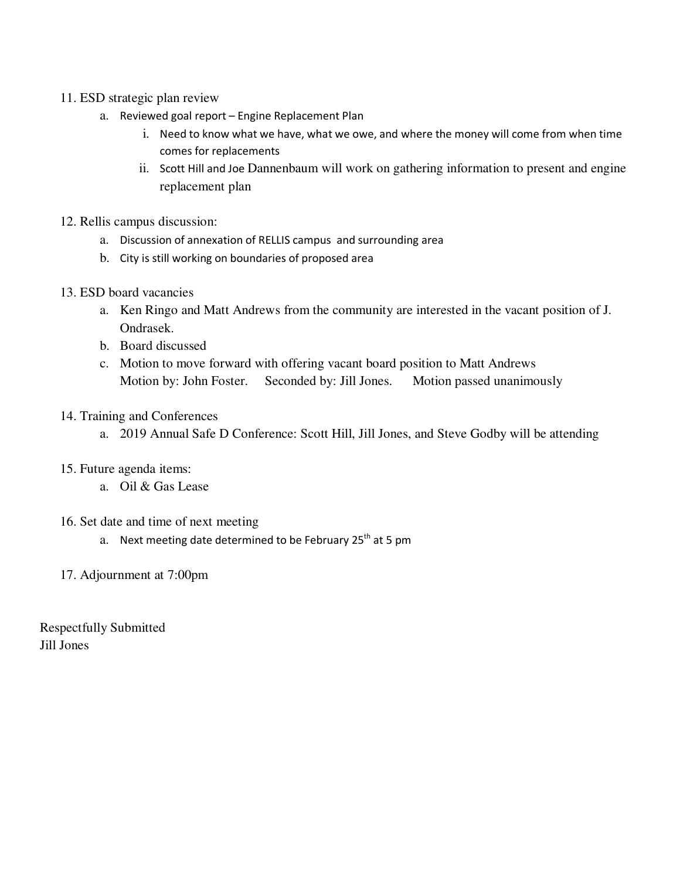11. ESD strategic plan review
    a. Reviewed goal report – Engine Replacement Plan
        i. Need to know what we have, what we owe, and where the money will come from when time comes for replacements
        ii. Scott Hill and Joe Dannenbaum will work on gathering information to present and engine replacement plan

12. Rellis campus discussion:
    a. Discussion of annexation of RELLIS campus and surrounding area
    b. City is still working on boundaries of proposed area

13. ESD board vacancies
    a. Ken Ringo and Matt Andrews from the community are interested in the vacant position of J. Ondrasek.
    b. Board discussed
    c. Motion to move forward with offering vacant board position to Matt Andrews
       Motion by: John Foster. Seconded by: Jill Jones. Motion passed unanimously

14. Training and Conferences
    a. 2019 Annual Safe D Conference: Scott Hill, Jill Jones, and Steve Godby will be attending

15. Future agenda items:
    a. Oil & Gas Lease

16. Set date and time of next meeting
    a. Next meeting date determined to be February 25th at 5 pm

17. Adjournment at 7:00pm

Respectfully Submitted
Jill Jones